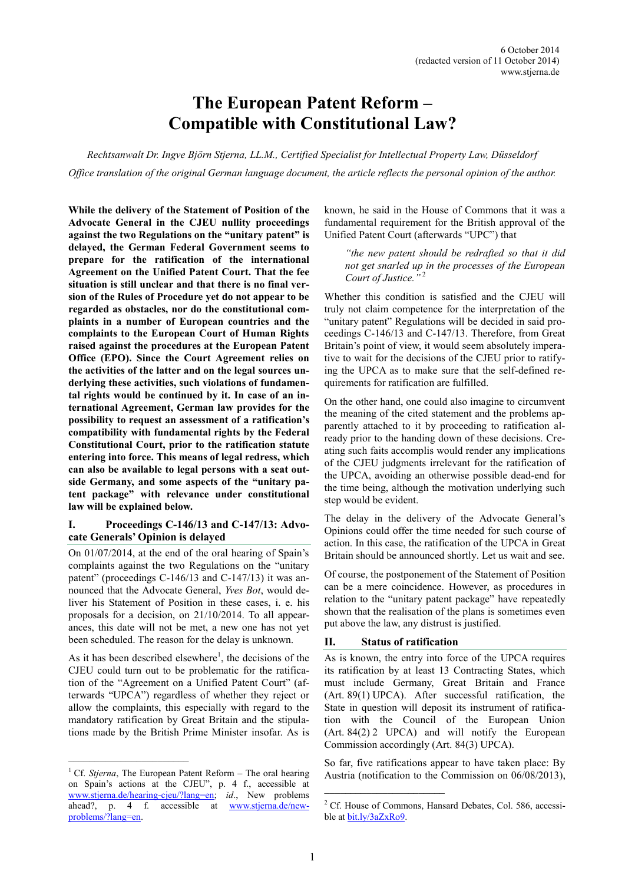6 October 2014
(redacted version of 11 October 2014)
www.stjerna.de

# The European Patent Reform – Compatible with Constitutional Law?

*Rechtsanwalt Dr. Ingve Björn Stjerna, LL.M., Certified Specialist for Intellectual Property Law, Düsseldorf*

*Office translation of the original German language document, the article reflects the personal opinion of the author.*

**While the delivery of the Statement of Position of the Advocate General in the CJEU nullity proceedings against the two Regulations on the "unitary patent" is delayed, the German Federal Government seems to prepare for the ratification of the international Agreement on the Unified Patent Court. That the fee situation is still unclear and that there is no final version of the Rules of Procedure yet do not appear to be regarded as obstacles, nor do the constitutional complaints in a number of European countries and the complaints to the European Court of Human Rights raised against the procedures at the European Patent Office (EPO). Since the Court Agreement relies on the activities of the latter and on the legal sources underlying these activities, such violations of fundamental rights would be continued by it. In case of an international Agreement, German law provides for the possibility to request an assessment of a ratification's compatibility with fundamental rights by the Federal Constitutional Court, prior to the ratification statute entering into force. This means of legal redress, which can also be available to legal persons with a seat outside Germany, and some aspects of the "unitary patent package" with relevance under constitutional law will be explained below.**

## I. Proceedings C-146/13 and C-147/13: Advocate Generals' Opinion is delayed

On 01/07/2014, at the end of the oral hearing of Spain's complaints against the two Regulations on the "unitary patent" (proceedings C-146/13 and C-147/13) it was announced that the Advocate General, *Yves Bot*, would deliver his Statement of Position in these cases, i. e. his proposals for a decision, on 21/10/2014. To all appearances, this date will not be met, a new one has not yet been scheduled. The reason for the delay is unknown.

As it has been described elsewhere[1], the decisions of the CJEU could turn out to be problematic for the ratification of the "Agreement on a Unified Patent Court" (afterwards "UPCA") regardless of whether they reject or allow the complaints, this especially with regard to the mandatory ratification by Great Britain and the stipulations made by the British Prime Minister insofar. As is known, he said in the House of Commons that it was a fundamental requirement for the British approval of the Unified Patent Court (afterwards "UPC") that

> *"the new patent should be redrafted so that it did not get snarled up in the processes of the European Court of Justice."*[2]

Whether this condition is satisfied and the CJEU will truly not claim competence for the interpretation of the "unitary patent" Regulations will be decided in said proceedings C-146/13 and C-147/13. Therefore, from Great Britain's point of view, it would seem absolutely imperative to wait for the decisions of the CJEU prior to ratifying the UPCA as to make sure that the self-defined requirements for ratification are fulfilled.

On the other hand, one could also imagine to circumvent the meaning of the cited statement and the problems apparently attached to it by proceeding to ratification already prior to the handing down of these decisions. Creating such faits accomplis would render any implications of the CJEU judgments irrelevant for the ratification of the UPCA, avoiding an otherwise possible dead-end for the time being, although the motivation underlying such step would be evident.

The delay in the delivery of the Advocate General's Opinions could offer the time needed for such course of action. In this case, the ratification of the UPCA in Great Britain should be announced shortly. Let us wait and see.

Of course, the postponement of the Statement of Position can be a mere coincidence. However, as procedures in relation to the "unitary patent package" have repeatedly shown that the realisation of the plans is sometimes even put above the law, any distrust is justified.

## II. Status of ratification

As is known, the entry into force of the UPCA requires its ratification by at least 13 Contracting States, which must include Germany, Great Britain and France (Art. 89(1) UPCA). After successful ratification, the State in question will deposit its instrument of ratification with the Council of the European Union (Art. 84(2) 2 UPCA) and will notify the European Commission accordingly (Art. 84(3) UPCA).

So far, five ratifications appear to have taken place: By Austria (notification to the Commission on 06/08/2013),

---

[1] Cf. *Stjerna*, The European Patent Reform – The oral hearing on Spain's actions at the CJEU", p. 4 f., accessible at www.stjerna.de/hearing-cjeu/?lang=en; *id*., New problems ahead?, p. 4 f. accessible at www.stjerna.de/new-problems/?lang=en.

[2] Cf. House of Commons, Hansard Debates, Col. 586, accessible at bit.ly/3aZxRo9.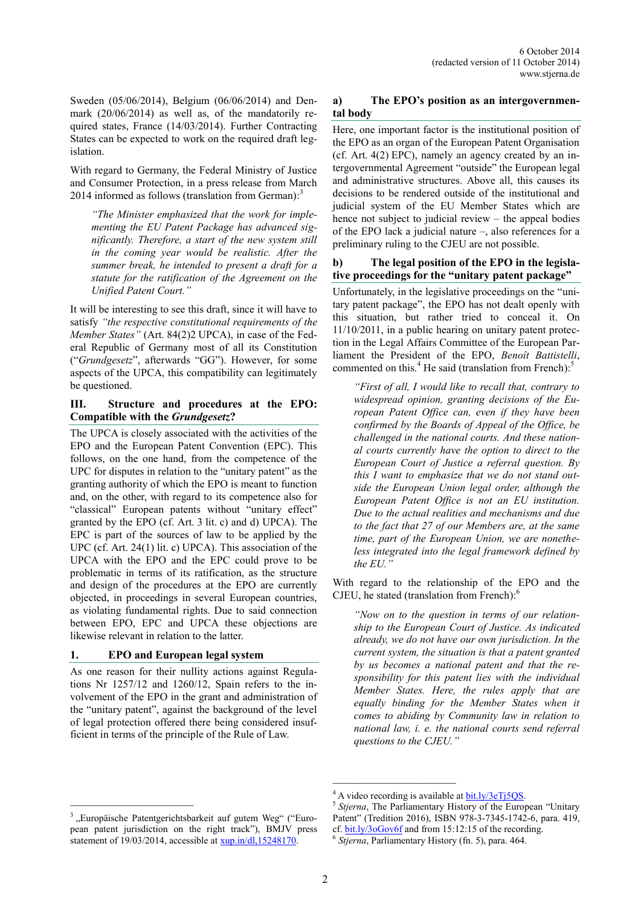Sweden (05/06/2014), Belgium (06/06/2014) and Denmark (20/06/2014) as well as, of the mandatorily required states, France (14/03/2014). Further Contracting States can be expected to work on the required draft legislation.

With regard to Germany, the Federal Ministry of Justice and Consumer Protection, in a press release from March 2014 informed as follows (translation from German):[3]

> *"The Minister emphasized that the work for implementing the EU Patent Package has advanced significantly. Therefore, a start of the new system still in the coming year would be realistic. After the summer break, he intended to present a draft for a statute for the ratification of the Agreement on the Unified Patent Court."*

It will be interesting to see this draft, since it will have to satisfy *"the respective constitutional requirements of the Member States"* (Art. 84(2)2 UPCA), in case of the Federal Republic of Germany most of all its Constitution ("*Grundgesetz*", afterwards "GG"). However, for some aspects of the UPCA, this compatibility can legitimately be questioned.

## III. Structure and procedures at the EPO: Compatible with the *Grundgesetz*?

The UPCA is closely associated with the activities of the EPO and the European Patent Convention (EPC). This follows, on the one hand, from the competence of the UPC for disputes in relation to the "unitary patent" as the granting authority of which the EPO is meant to function and, on the other, with regard to its competence also for "classical" European patents without "unitary effect" granted by the EPO (cf. Art. 3 lit. c) and d) UPCA). The EPC is part of the sources of law to be applied by the UPC (cf. Art. 24(1) lit. c) UPCA). This association of the UPCA with the EPO and the EPC could prove to be problematic in terms of its ratification, as the structure and design of the procedures at the EPO are currently objected, in proceedings in several European countries, as violating fundamental rights. Due to said connection between EPO, EPC and UPCA these objections are likewise relevant in relation to the latter.

### 1. EPO and European legal system

As one reason for their nullity actions against Regulations Nr 1257/12 and 1260/12, Spain refers to the involvement of the EPO in the grant and administration of the "unitary patent", against the background of the level of legal protection offered there being considered insufficient in terms of the principle of the Rule of Law.

#### a) The EPO's position as an intergovernmental body

Here, one important factor is the institutional position of the EPO as an organ of the European Patent Organisation (cf. Art. 4(2) EPC), namely an agency created by an intergovernmental Agreement "outside" the European legal and administrative structures. Above all, this causes its decisions to be rendered outside of the institutional and judicial system of the EU Member States which are hence not subject to judicial review – the appeal bodies of the EPO lack a judicial nature –, also references for a preliminary ruling to the CJEU are not possible.

#### b) The legal position of the EPO in the legislative proceedings for the "unitary patent package"

Unfortunately, in the legislative proceedings on the "unitary patent package", the EPO has not dealt openly with this situation, but rather tried to conceal it. On 11/10/2011, in a public hearing on unitary patent protection in the Legal Affairs Committee of the European Parliament the President of the EPO, *Benoît Battistelli*, commented on this.[4] He said (translation from French):[5]

> *"First of all, I would like to recall that, contrary to widespread opinion, granting decisions of the European Patent Office can, even if they have been confirmed by the Boards of Appeal of the Office, be challenged in the national courts. And these national courts currently have the option to direct to the European Court of Justice a referral question. By this I want to emphasize that we do not stand outside the European Union legal order, although the European Patent Office is not an EU institution. Due to the actual realities and mechanisms and due to the fact that 27 of our Members are, at the same time, part of the European Union, we are nonetheless integrated into the legal framework defined by the EU."*

With regard to the relationship of the EPO and the CJEU, he stated (translation from French):[6]

> *"Now on to the question in terms of our relationship to the European Court of Justice. As indicated already, we do not have our own jurisdiction. In the current system, the situation is that a patent granted by us becomes a national patent and that the responsibility for this patent lies with the individual Member States. Here, the rules apply that are equally binding for the Member States when it comes to abiding by Community law in relation to national law, i. e. the national courts send referral questions to the CJEU."*

---

[3] „Europäische Patentgerichtsbarkeit auf gutem Weg" ("European patent jurisdiction on the right track"), BMJV press statement of 19/03/2014, accessible at xup.in/dl,15248170.

[4] A video recording is available at bit.ly/3eTj5QS.

[5] *Stjerna*, The Parliamentary History of the European "Unitary Patent" (Tredition 2016), ISBN 978-3-7345-1742-6, para. 419, cf. bit.ly/3oGov6f and from 15:12:15 of the recording.

[6] *Stjerna*, Parliamentary History (fn. 5), para. 464.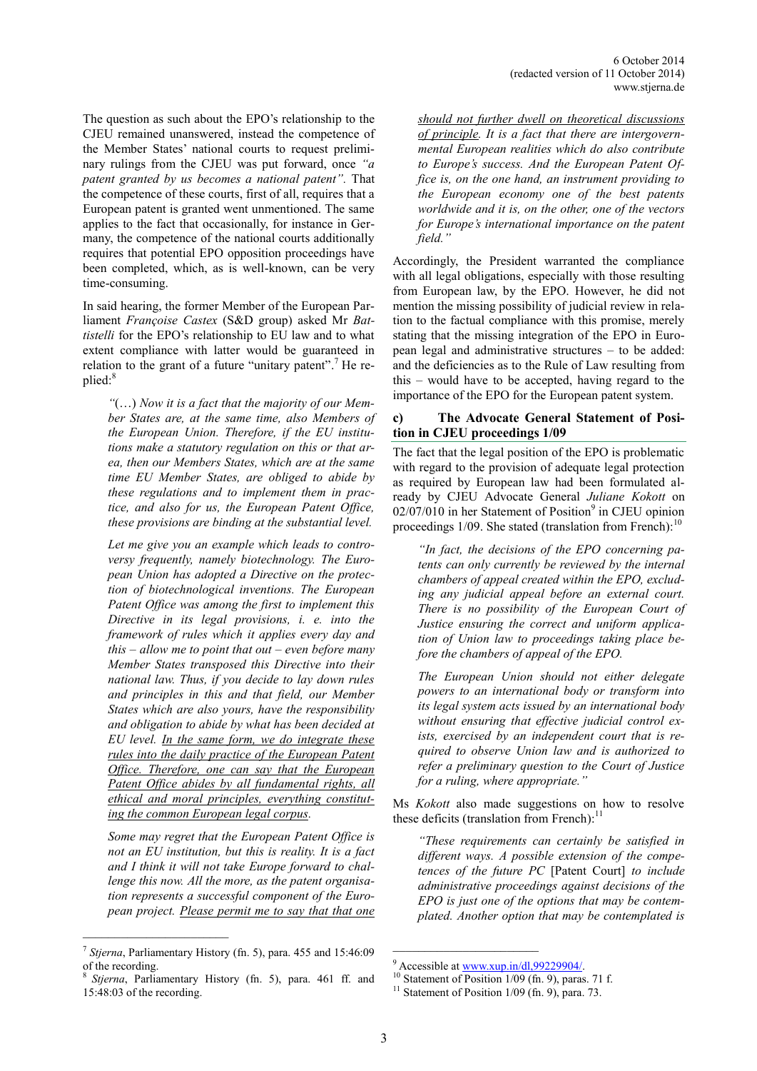The question as such about the EPO's relationship to the CJEU remained unanswered, instead the competence of the Member States' national courts to request preliminary rulings from the CJEU was put forward, once *"a patent granted by us becomes a national patent"*. That the competence of these courts, first of all, requires that a European patent is granted went unmentioned. The same applies to the fact that occasionally, for instance in Germany, the competence of the national courts additionally requires that potential EPO opposition proceedings have been completed, which, as is well-known, can be very time-consuming.

In said hearing, the former Member of the European Parliament *Françoise Castex* (S&D group) asked Mr *Battistelli* for the EPO's relationship to EU law and to what extent compliance with latter would be guaranteed in relation to the grant of a future "unitary patent".[7] He replied:[8]

> *"(…) Now it is a fact that the majority of our Member States are, at the same time, also Members of the European Union. Therefore, if the EU institutions make a statutory regulation on this or that area, then our Members States, which are at the same time EU Member States, are obliged to abide by these regulations and to implement them in practice, and also for us, the European Patent Office, these provisions are binding at the substantial level.*
>
> *Let me give you an example which leads to controversy frequently, namely biotechnology. The European Union has adopted a Directive on the protection of biotechnological inventions. The European Patent Office was among the first to implement this Directive in its legal provisions, i. e. into the framework of rules which it applies every day and this – allow me to point that out – even before many Member States transposed this Directive into their national law. Thus, if you decide to lay down rules and principles in this and that field, our Member States which are also yours, have the responsibility and obligation to abide by what has been decided at EU level. In the same form, we do integrate these rules into the daily practice of the European Patent Office. Therefore, one can say that the European Patent Office abides by all fundamental rights, all ethical and moral principles, everything constituting the common European legal corpus.*
>
> *Some may regret that the European Patent Office is not an EU institution, but this is reality. It is a fact and I think it will not take Europe forward to challenge this now. All the more, as the patent organisation represents a successful component of the European project. Please permit me to say that that one should not further dwell on theoretical discussions of principle. It is a fact that there are intergovernmental European realities which do also contribute to Europe's success. And the European Patent Office is, on the one hand, an instrument providing to the European economy one of the best patents worldwide and it is, on the other, one of the vectors for Europe's international importance on the patent field."*

Accordingly, the President warranted the compliance with all legal obligations, especially with those resulting from European law, by the EPO. However, he did not mention the missing possibility of judicial review in relation to the factual compliance with this promise, merely stating that the missing integration of the EPO in European legal and administrative structures – to be added: and the deficiencies as to the Rule of Law resulting from this – would have to be accepted, having regard to the importance of the EPO for the European patent system.

### c) The Advocate General Statement of Position in CJEU proceedings 1/09

The fact that the legal position of the EPO is problematic with regard to the provision of adequate legal protection as required by European law had been formulated already by CJEU Advocate General *Juliane Kokott* on 02/07/010 in her Statement of Position[9] in CJEU opinion proceedings 1/09. She stated (translation from French):[10]

> *"In fact, the decisions of the EPO concerning patents can only currently be reviewed by the internal chambers of appeal created within the EPO, excluding any judicial appeal before an external court. There is no possibility of the European Court of Justice ensuring the correct and uniform application of Union law to proceedings taking place before the chambers of appeal of the EPO.*
>
> *The European Union should not either delegate powers to an international body or transform into its legal system acts issued by an international body without ensuring that effective judicial control exists, exercised by an independent court that is required to observe Union law and is authorized to refer a preliminary question to the Court of Justice for a ruling, where appropriate."*

Ms *Kokott* also made suggestions on how to resolve these deficits (translation from French):[11]

> *"These requirements can certainly be satisfied in different ways. A possible extension of the competences of the future PC* [Patent Court] *to include administrative proceedings against decisions of the EPO is just one of the options that may be contemplated. Another option that may be contemplated is*

---

[7] *Stjerna*, Parliamentary History (fn. 5), para. 455 and 15:46:09 of the recording.

[8] *Stjerna*, Parliamentary History (fn. 5), para. 461 ff. and 15:48:03 of the recording.

[9] Accessible at www.xup.in/dl,99229904/.

[10] Statement of Position 1/09 (fn. 9), paras. 71 f.

[11] Statement of Position 1/09 (fn. 9), para. 73.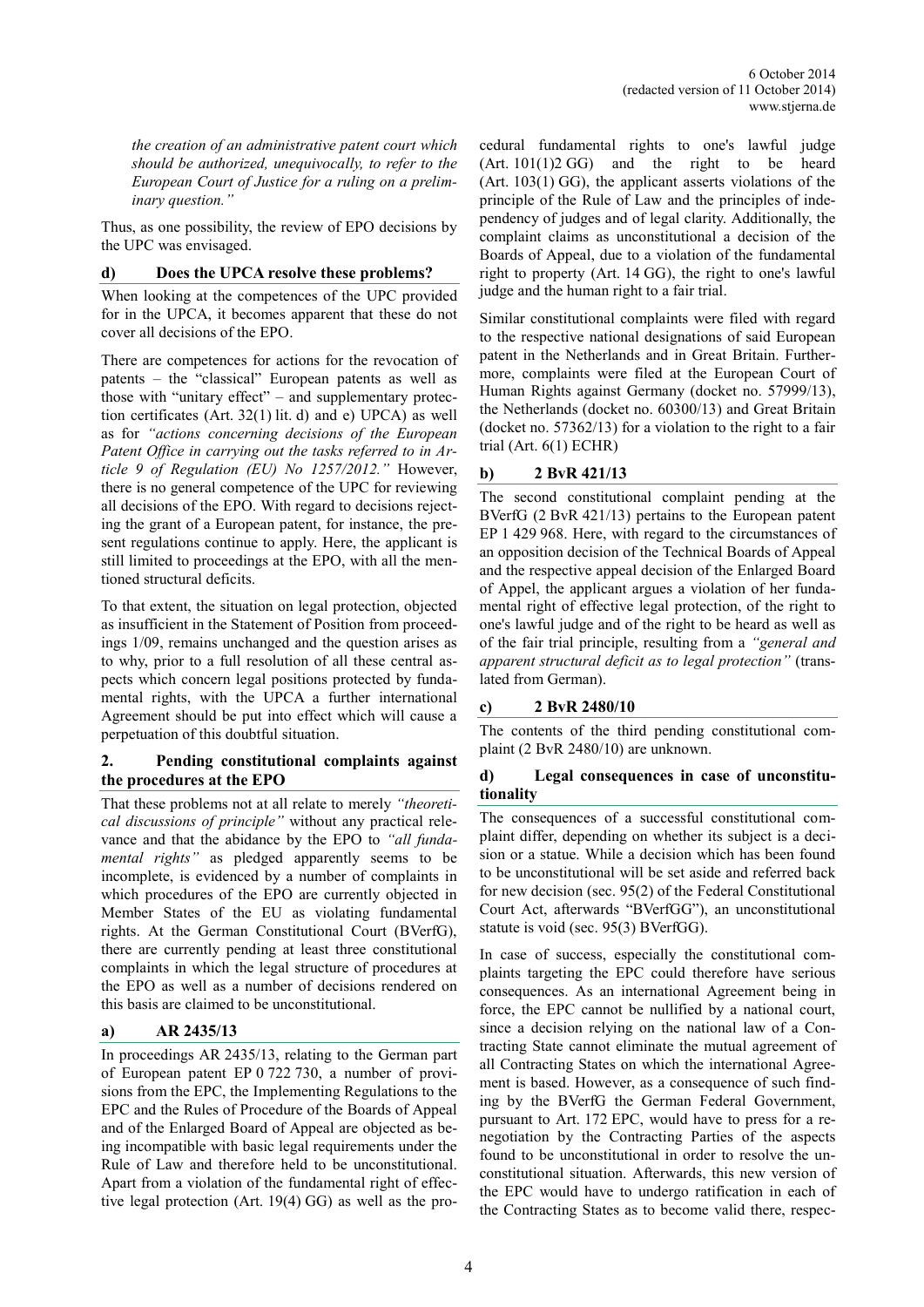*the creation of an administrative patent court which should be authorized, unequivocally, to refer to the European Court of Justice for a ruling on a preliminary question."*

Thus, as one possibility, the review of EPO decisions by the UPC was envisaged.

### d) Does the UPCA resolve these problems?

When looking at the competences of the UPC provided for in the UPCA, it becomes apparent that these do not cover all decisions of the EPO.

There are competences for actions for the revocation of patents – the "classical" European patents as well as those with "unitary effect" – and supplementary protection certificates (Art. 32(1) lit. d) and e) UPCA) as well as for *"actions concerning decisions of the European Patent Office in carrying out the tasks referred to in Article 9 of Regulation (EU) No 1257/2012."* However, there is no general competence of the UPC for reviewing all decisions of the EPO. With regard to decisions rejecting the grant of a European patent, for instance, the present regulations continue to apply. Here, the applicant is still limited to proceedings at the EPO, with all the mentioned structural deficits.

To that extent, the situation on legal protection, objected as insufficient in the Statement of Position from proceedings 1/09, remains unchanged and the question arises as to why, prior to a full resolution of all these central aspects which concern legal positions protected by fundamental rights, with the UPCA a further international Agreement should be put into effect which will cause a perpetuation of this doubtful situation.

## 2. Pending constitutional complaints against the procedures at the EPO

That these problems not at all relate to merely *"theoretical discussions of principle"* without any practical relevance and that the abidance by the EPO to *"all fundamental rights"* as pledged apparently seems to be incomplete, is evidenced by a number of complaints in which procedures of the EPO are currently objected in Member States of the EU as violating fundamental rights. At the German Constitutional Court (BVerfG), there are currently pending at least three constitutional complaints in which the legal structure of procedures at the EPO as well as a number of decisions rendered on this basis are claimed to be unconstitutional.

### a) AR 2435/13

In proceedings AR 2435/13, relating to the German part of European patent EP 0 722 730, a number of provisions from the EPC, the Implementing Regulations to the EPC and the Rules of Procedure of the Boards of Appeal and of the Enlarged Board of Appeal are objected as being incompatible with basic legal requirements under the Rule of Law and therefore held to be unconstitutional. Apart from a violation of the fundamental right of effective legal protection (Art. 19(4) GG) as well as the procedural fundamental rights to one's lawful judge (Art. 101(1)2 GG) and the right to be heard (Art. 103(1) GG), the applicant asserts violations of the principle of the Rule of Law and the principles of independency of judges and of legal clarity. Additionally, the complaint claims as unconstitutional a decision of the Boards of Appeal, due to a violation of the fundamental right to property (Art. 14 GG), the right to one's lawful judge and the human right to a fair trial.

Similar constitutional complaints were filed with regard to the respective national designations of said European patent in the Netherlands and in Great Britain. Furthermore, complaints were filed at the European Court of Human Rights against Germany (docket no. 57999/13), the Netherlands (docket no. 60300/13) and Great Britain (docket no. 57362/13) for a violation to the right to a fair trial (Art. 6(1) ECHR)

### b) 2 BvR 421/13

The second constitutional complaint pending at the BVerfG (2 BvR 421/13) pertains to the European patent EP 1 429 968. Here, with regard to the circumstances of an opposition decision of the Technical Boards of Appeal and the respective appeal decision of the Enlarged Board of Appel, the applicant argues a violation of her fundamental right of effective legal protection, of the right to one's lawful judge and of the right to be heard as well as of the fair trial principle, resulting from a *"general and apparent structural deficit as to legal protection"* (translated from German).

### c) 2 BvR 2480/10

The contents of the third pending constitutional complaint (2 BvR 2480/10) are unknown.

### d) Legal consequences in case of unconstitutionality

The consequences of a successful constitutional complaint differ, depending on whether its subject is a decision or a statue. While a decision which has been found to be unconstitutional will be set aside and referred back for new decision (sec. 95(2) of the Federal Constitutional Court Act, afterwards "BVerfGG"), an unconstitutional statute is void (sec. 95(3) BVerfGG).

In case of success, especially the constitutional complaints targeting the EPC could therefore have serious consequences. As an international Agreement being in force, the EPC cannot be nullified by a national court, since a decision relying on the national law of a Contracting State cannot eliminate the mutual agreement of all Contracting States on which the international Agreement is based. However, as a consequence of such finding by the BVerfG the German Federal Government, pursuant to Art. 172 EPC, would have to press for a renegotiation by the Contracting Parties of the aspects found to be unconstitutional in order to resolve the unconstitutional situation. Afterwards, this new version of the EPC would have to undergo ratification in each of the Contracting States as to become valid there, respec-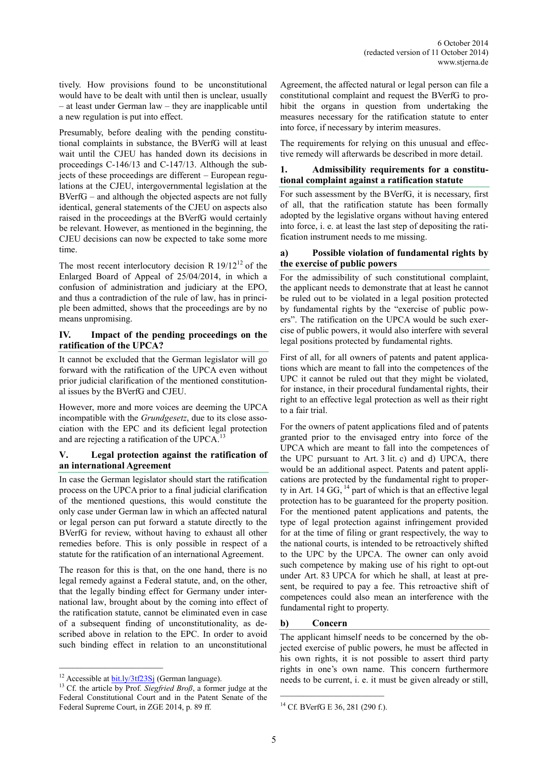tively. How provisions found to be unconstitutional would have to be dealt with until then is unclear, usually – at least under German law – they are inapplicable until a new regulation is put into effect.

Presumably, before dealing with the pending constitutional complaints in substance, the BVerfG will at least wait until the CJEU has handed down its decisions in proceedings C-146/13 and C-147/13. Although the subjects of these proceedings are different – European regulations at the CJEU, intergovernmental legislation at the BVerfG – and although the objected aspects are not fully identical, general statements of the CJEU on aspects also raised in the proceedings at the BVerfG would certainly be relevant. However, as mentioned in the beginning, the CJEU decisions can now be expected to take some more time.

The most recent interlocutory decision R 19/12[12] of the Enlarged Board of Appeal of 25/04/2014, in which a confusion of administration and judiciary at the EPO, and thus a contradiction of the rule of law, has in principle been admitted, shows that the proceedings are by no means unpromising.

## IV. Impact of the pending proceedings on the ratification of the UPCA?

It cannot be excluded that the German legislator will go forward with the ratification of the UPCA even without prior judicial clarification of the mentioned constitutional issues by the BVerfG and CJEU.

However, more and more voices are deeming the UPCA incompatible with the *Grundgesetz*, due to its close association with the EPC and its deficient legal protection and are rejecting a ratification of the UPCA.[13]

## V. Legal protection against the ratification of an international Agreement

In case the German legislator should start the ratification process on the UPCA prior to a final judicial clarification of the mentioned questions, this would constitute the only case under German law in which an affected natural or legal person can put forward a statute directly to the BVerfG for review, without having to exhaust all other remedies before. This is only possible in respect of a statute for the ratification of an international Agreement.

The reason for this is that, on the one hand, there is no legal remedy against a Federal statute, and, on the other, that the legally binding effect for Germany under international law, brought about by the coming into effect of the ratification statute, cannot be eliminated even in case of a subsequent finding of unconstitutionality, as described above in relation to the EPC. In order to avoid such binding effect in relation to an unconstitutional Agreement, the affected natural or legal person can file a constitutional complaint and request the BVerfG to prohibit the organs in question from undertaking the measures necessary for the ratification statute to enter into force, if necessary by interim measures.

The requirements for relying on this unusual and effective remedy will afterwards be described in more detail.

### 1. Admissibility requirements for a constitutional complaint against a ratification statute

For such assessment by the BVerfG, it is necessary, first of all, that the ratification statute has been formally adopted by the legislative organs without having entered into force, i. e. at least the last step of depositing the ratification instrument needs to me missing.

#### a) Possible violation of fundamental rights by the exercise of public powers

For the admissibility of such constitutional complaint, the applicant needs to demonstrate that at least he cannot be ruled out to be violated in a legal position protected by fundamental rights by the "exercise of public powers". The ratification on the UPCA would be such exercise of public powers, it would also interfere with several legal positions protected by fundamental rights.

First of all, for all owners of patents and patent applications which are meant to fall into the competences of the UPC it cannot be ruled out that they might be violated, for instance, in their procedural fundamental rights, their right to an effective legal protection as well as their right to a fair trial.

For the owners of patent applications filed and of patents granted prior to the envisaged entry into force of the UPCA which are meant to fall into the competences of the UPC pursuant to Art. 3 lit. c) and d) UPCA, there would be an additional aspect. Patents and patent applications are protected by the fundamental right to property in Art. 14 GG,[14] part of which is that an effective legal protection has to be guaranteed for the property position. For the mentioned patent applications and patents, the type of legal protection against infringement provided for at the time of filing or grant respectively, the way to the national courts, is intended to be retroactively shifted to the UPC by the UPCA. The owner can only avoid such competence by making use of his right to opt-out under Art. 83 UPCA for which he shall, at least at present, be required to pay a fee. This retroactive shift of competences could also mean an interference with the fundamental right to property.

#### b) Concern

The applicant himself needs to be concerned by the objected exercise of public powers, he must be affected in his own rights, it is not possible to assert third party rights in one's own name. This concern furthermore needs to be current, i. e. it must be given already or still,

---

[12] Accessible at bit.ly/3tf23Sj (German language).

[13] Cf. the article by Prof. *Siegfried Broß*, a former judge at the Federal Constitutional Court and in the Patent Senate of the Federal Supreme Court, in ZGE 2014, p. 89 ff.

[14] Cf. BVerfG E 36, 281 (290 f.).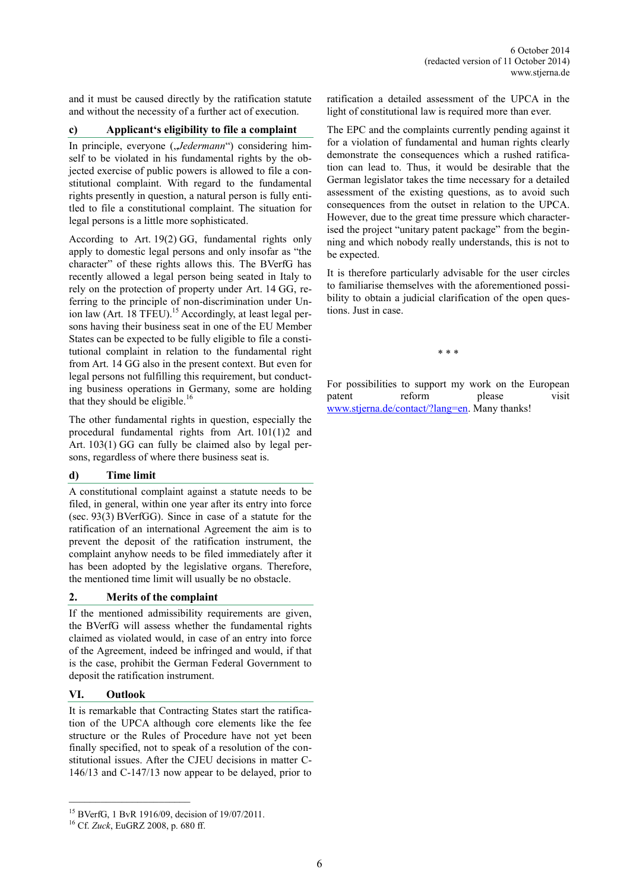and it must be caused directly by the ratification statute and without the necessity of a further act of execution.

### c) Applicant's eligibility to file a complaint

In principle, everyone („*Jedermann*") considering himself to be violated in his fundamental rights by the objected exercise of public powers is allowed to file a constitutional complaint. With regard to the fundamental rights presently in question, a natural person is fully entitled to file a constitutional complaint. The situation for legal persons is a little more sophisticated.

According to Art. 19(2) GG, fundamental rights only apply to domestic legal persons and only insofar as "the character" of these rights allows this. The BVerfG has recently allowed a legal person being seated in Italy to rely on the protection of property under Art. 14 GG, referring to the principle of non-discrimination under Union law (Art. 18 TFEU).[15] Accordingly, at least legal persons having their business seat in one of the EU Member States can be expected to be fully eligible to file a constitutional complaint in relation to the fundamental right from Art. 14 GG also in the present context. But even for legal persons not fulfilling this requirement, but conducting business operations in Germany, some are holding that they should be eligible.[16]

The other fundamental rights in question, especially the procedural fundamental rights from Art. 101(1)2 and Art. 103(1) GG can fully be claimed also by legal persons, regardless of where there business seat is.

### d) Time limit

A constitutional complaint against a statute needs to be filed, in general, within one year after its entry into force (sec. 93(3) BVerfGG). Since in case of a statute for the ratification of an international Agreement the aim is to prevent the deposit of the ratification instrument, the complaint anyhow needs to be filed immediately after it has been adopted by the legislative organs. Therefore, the mentioned time limit will usually be no obstacle.

## 2. Merits of the complaint

If the mentioned admissibility requirements are given, the BVerfG will assess whether the fundamental rights claimed as violated would, in case of an entry into force of the Agreement, indeed be infringed and would, if that is the case, prohibit the German Federal Government to deposit the ratification instrument.

# VI. Outlook

It is remarkable that Contracting States start the ratification of the UPCA although core elements like the fee structure or the Rules of Procedure have not yet been finally specified, not to speak of a resolution of the constitutional issues. After the CJEU decisions in matter C-146/13 and C-147/13 now appear to be delayed, prior to ratification a detailed assessment of the UPCA in the light of constitutional law is required more than ever.

The EPC and the complaints currently pending against it for a violation of fundamental and human rights clearly demonstrate the consequences which a rushed ratification can lead to. Thus, it would be desirable that the German legislator takes the time necessary for a detailed assessment of the existing questions, as to avoid such consequences from the outset in relation to the UPCA. However, due to the great time pressure which characterised the project "unitary patent package" from the beginning and which nobody really understands, this is not to be expected.

It is therefore particularly advisable for the user circles to familiarise themselves with the aforementioned possibility to obtain a judicial clarification of the open questions. Just in case.

\* \* \*

For possibilities to support my work on the European patent reform please visit [www.stjerna.de/contact/?lang=en](www.stjerna.de/contact/?lang=en). Many thanks!

---

[15] BVerfG, 1 BvR 1916/09, decision of 19/07/2011.

[16] Cf. *Zuck*, EuGRZ 2008, p. 680 ff.